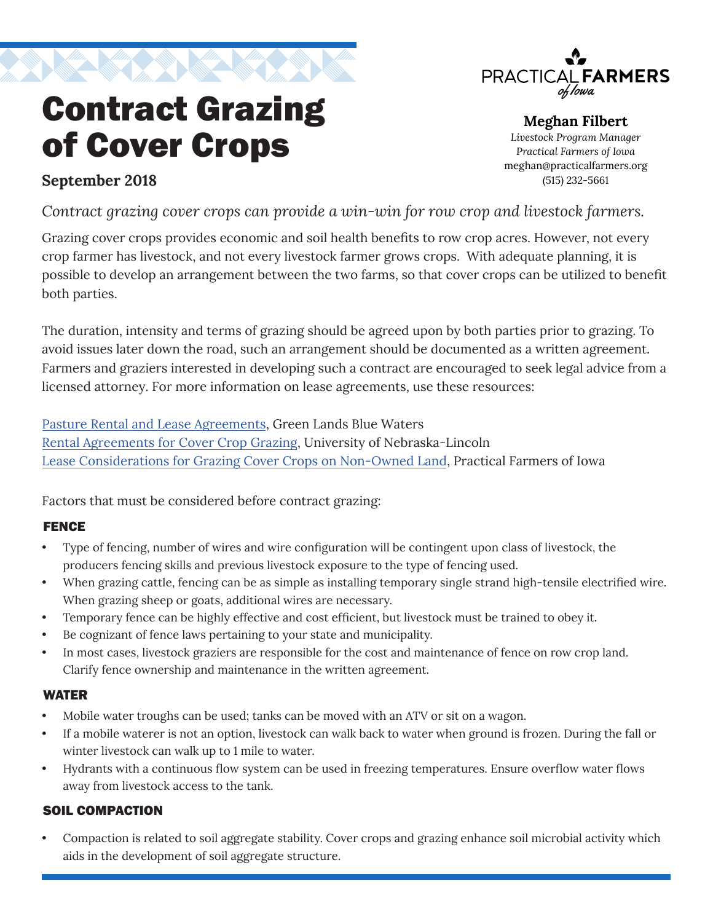# Contract Grazing of Cover Crops

**September 2018**

**Meghan Filbert**
*Livestock Program Manager*
*Practical Farmers of Iowa*
meghan@practicalfarmers.org
(515) 232-5661

*Contract grazing cover crops can provide a win-win for row crop and livestock farmers.*

Grazing cover crops provides economic and soil health benefits to row crop acres. However, not every crop farmer has livestock, and not every livestock farmer grows crops. With adequate planning, it is possible to develop an arrangement between the two farms, so that cover crops can be utilized to benefit both parties.

The duration, intensity and terms of grazing should be agreed upon by both parties prior to grazing. To avoid issues later down the road, such an arrangement should be documented as a written agreement. Farmers and graziers interested in developing such a contract are encouraged to seek legal advice from a licensed attorney. For more information on lease agreements, use these resources:

Pasture Rental and Lease Agreements, Green Lands Blue Waters
Rental Agreements for Cover Crop Grazing, University of Nebraska-Lincoln
Lease Considerations for Grazing Cover Crops on Non-Owned Land, Practical Farmers of Iowa

Factors that must be considered before contract grazing:

### FENCE

- Type of fencing, number of wires and wire configuration will be contingent upon class of livestock, the producers fencing skills and previous livestock exposure to the type of fencing used.
- When grazing cattle, fencing can be as simple as installing temporary single strand high-tensile electrified wire. When grazing sheep or goats, additional wires are necessary.
- Temporary fence can be highly effective and cost efficient, but livestock must be trained to obey it.
- Be cognizant of fence laws pertaining to your state and municipality.
- In most cases, livestock graziers are responsible for the cost and maintenance of fence on row crop land. Clarify fence ownership and maintenance in the written agreement.

### WATER

- Mobile water troughs can be used; tanks can be moved with an ATV or sit on a wagon.
- If a mobile waterer is not an option, livestock can walk back to water when ground is frozen. During the fall or winter livestock can walk up to 1 mile to water.
- Hydrants with a continuous flow system can be used in freezing temperatures. Ensure overflow water flows away from livestock access to the tank.

### SOIL COMPACTION

- Compaction is related to soil aggregate stability. Cover crops and grazing enhance soil microbial activity which aids in the development of soil aggregate structure.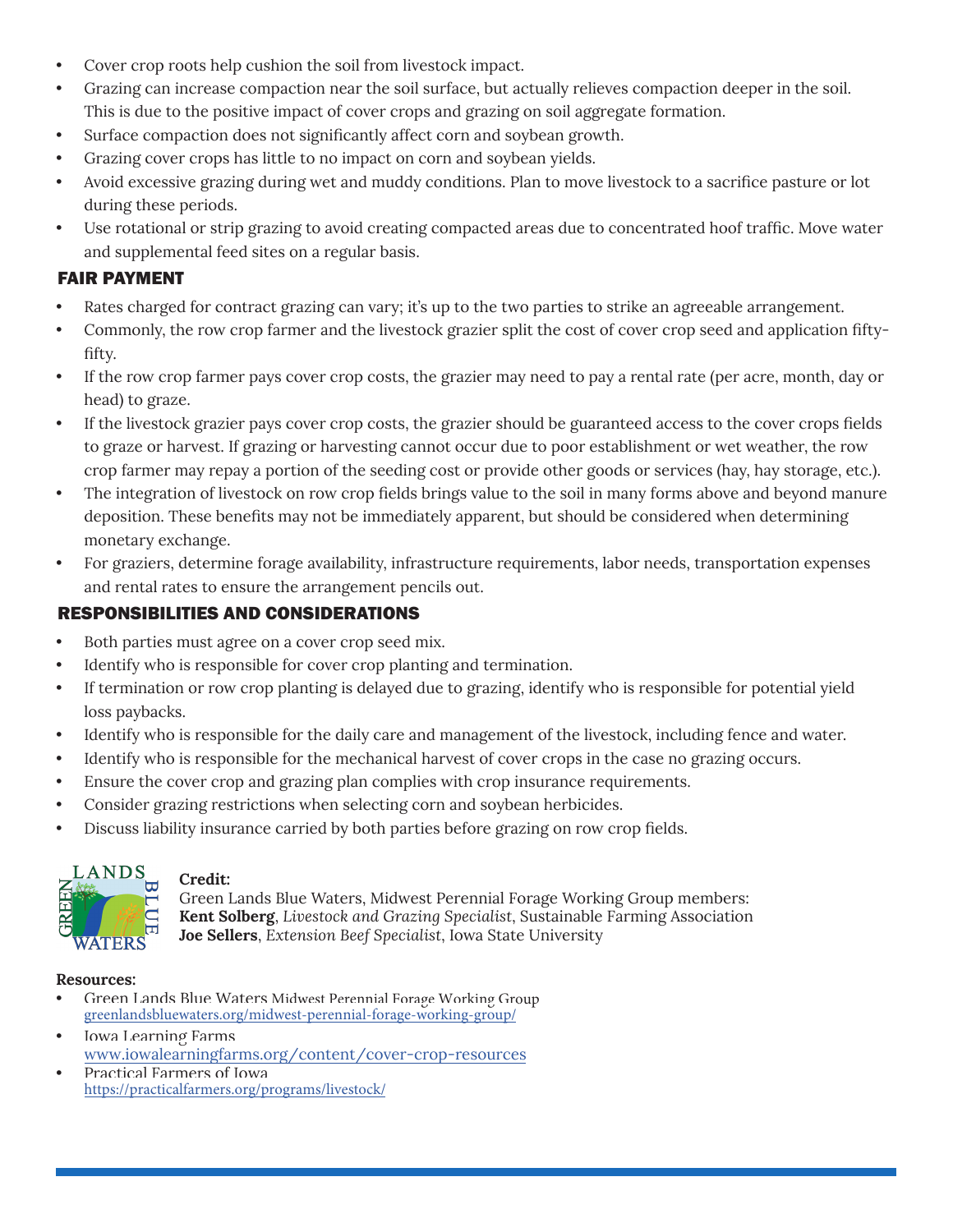- Cover crop roots help cushion the soil from livestock impact.
- Grazing can increase compaction near the soil surface, but actually relieves compaction deeper in the soil. This is due to the positive impact of cover crops and grazing on soil aggregate formation.
- Surface compaction does not significantly affect corn and soybean growth.
- Grazing cover crops has little to no impact on corn and soybean yields.
- Avoid excessive grazing during wet and muddy conditions. Plan to move livestock to a sacrifice pasture or lot during these periods.
- Use rotational or strip grazing to avoid creating compacted areas due to concentrated hoof traffic. Move water and supplemental feed sites on a regular basis.

## FAIR PAYMENT

- Rates charged for contract grazing can vary; it's up to the two parties to strike an agreeable arrangement.
- Commonly, the row crop farmer and the livestock grazier split the cost of cover crop seed and application fifty-fifty.
- If the row crop farmer pays cover crop costs, the grazier may need to pay a rental rate (per acre, month, day or head) to graze.
- If the livestock grazier pays cover crop costs, the grazier should be guaranteed access to the cover crops fields to graze or harvest. If grazing or harvesting cannot occur due to poor establishment or wet weather, the row crop farmer may repay a portion of the seeding cost or provide other goods or services (hay, hay storage, etc.).
- The integration of livestock on row crop fields brings value to the soil in many forms above and beyond manure deposition. These benefits may not be immediately apparent, but should be considered when determining monetary exchange.
- For graziers, determine forage availability, infrastructure requirements, labor needs, transportation expenses and rental rates to ensure the arrangement pencils out.

## RESPONSIBILITIES AND CONSIDERATIONS

- Both parties must agree on a cover crop seed mix.
- Identify who is responsible for cover crop planting and termination.
- If termination or row crop planting is delayed due to grazing, identify who is responsible for potential yield loss paybacks.
- Identify who is responsible for the daily care and management of the livestock, including fence and water.
- Identify who is responsible for the mechanical harvest of cover crops in the case no grazing occurs.
- Ensure the cover crop and grazing plan complies with crop insurance requirements.
- Consider grazing restrictions when selecting corn and soybean herbicides.
- Discuss liability insurance carried by both parties before grazing on row crop fields.

GREEN LANDS BLUE WATERS

**Credit:**
Green Lands Blue Waters, Midwest Perennial Forage Working Group members:
**Kent Solberg**, *Livestock and Grazing Specialist*, Sustainable Farming Association
**Joe Sellers**, *Extension Beef Specialist*, Iowa State University

**Resources:**

- Green Lands Blue Waters Midwest Perennial Forage Working Group
  greenlandsbluewaters.org/midwest-perennial-forage-working-group/
- Iowa Learning Farms
  www.iowalearningfarms.org/content/cover-crop-resources
- Practical Farmers of Iowa
  https://practicalfarmers.org/programs/livestock/